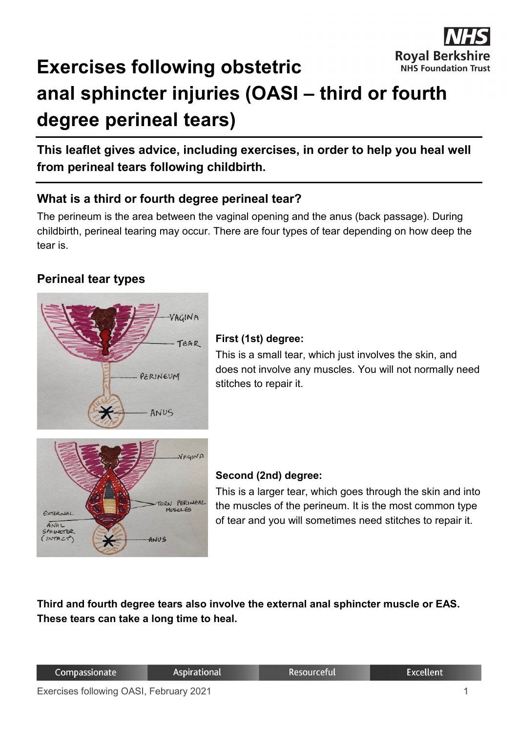# Exercises following obstetric anal sphincter injuries (OASI – third or fourth degree perineal tears)

**This leaflet gives advice, including exercises, in order to help you heal well from perineal tears following childbirth.**

## What is a third or fourth degree perineal tear?

The perineum is the area between the vaginal opening and the anus (back passage). During childbirth, perineal tearing may occur. There are four types of tear depending on how deep the tear is.

## Perineal tear types

**First (1st) degree:**
This is a small tear, which just involves the skin, and does not involve any muscles. You will not normally need stitches to repair it.

**Second (2nd) degree:**
This is a larger tear, which goes through the skin and into the muscles of the perineum. It is the most common type of tear and you will sometimes need stitches to repair it.

**Third and fourth degree tears also involve the external anal sphincter muscle or EAS. These tears can take a long time to heal.**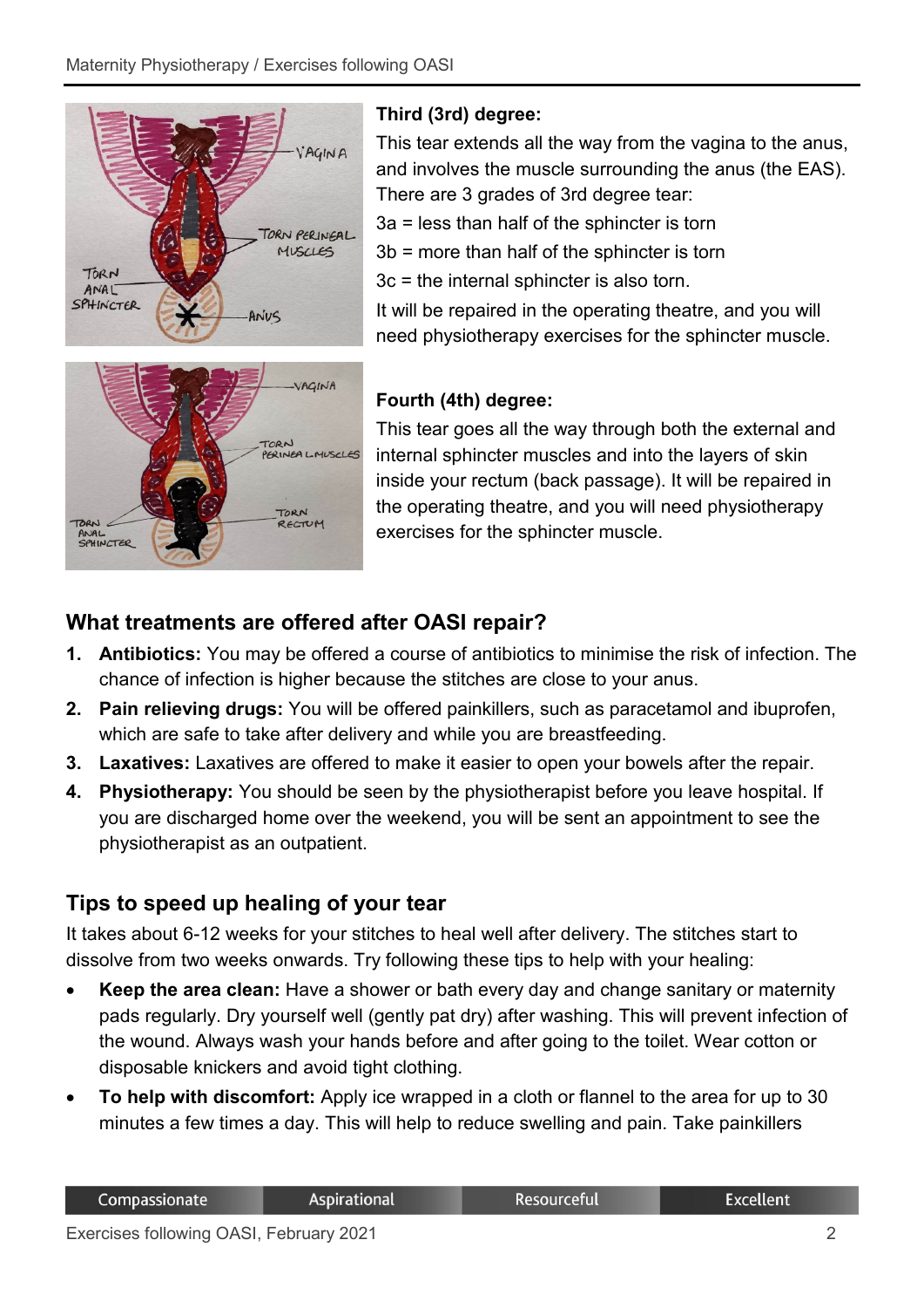**Third (3rd) degree:**

This tear extends all the way from the vagina to the anus, and involves the muscle surrounding the anus (the EAS). There are 3 grades of 3rd degree tear:

3a = less than half of the sphincter is torn

3b = more than half of the sphincter is torn

3c = the internal sphincter is also torn.

It will be repaired in the operating theatre, and you will need physiotherapy exercises for the sphincter muscle.

**Fourth (4th) degree:**

This tear goes all the way through both the external and internal sphincter muscles and into the layers of skin inside your rectum (back passage). It will be repaired in the operating theatre, and you will need physiotherapy exercises for the sphincter muscle.

## What treatments are offered after OASI repair?

1. **Antibiotics:** You may be offered a course of antibiotics to minimise the risk of infection. The chance of infection is higher because the stitches are close to your anus.
2. **Pain relieving drugs:** You will be offered painkillers, such as paracetamol and ibuprofen, which are safe to take after delivery and while you are breastfeeding.
3. **Laxatives:** Laxatives are offered to make it easier to open your bowels after the repair.
4. **Physiotherapy:** You should be seen by the physiotherapist before you leave hospital. If you are discharged home over the weekend, you will be sent an appointment to see the physiotherapist as an outpatient.

## Tips to speed up healing of your tear

It takes about 6-12 weeks for your stitches to heal well after delivery. The stitches start to dissolve from two weeks onwards. Try following these tips to help with your healing:

- **Keep the area clean:** Have a shower or bath every day and change sanitary or maternity pads regularly. Dry yourself well (gently pat dry) after washing. This will prevent infection of the wound. Always wash your hands before and after going to the toilet. Wear cotton or disposable knickers and avoid tight clothing.
- **To help with discomfort:** Apply ice wrapped in a cloth or flannel to the area for up to 30 minutes a few times a day. This will help to reduce swelling and pain. Take painkillers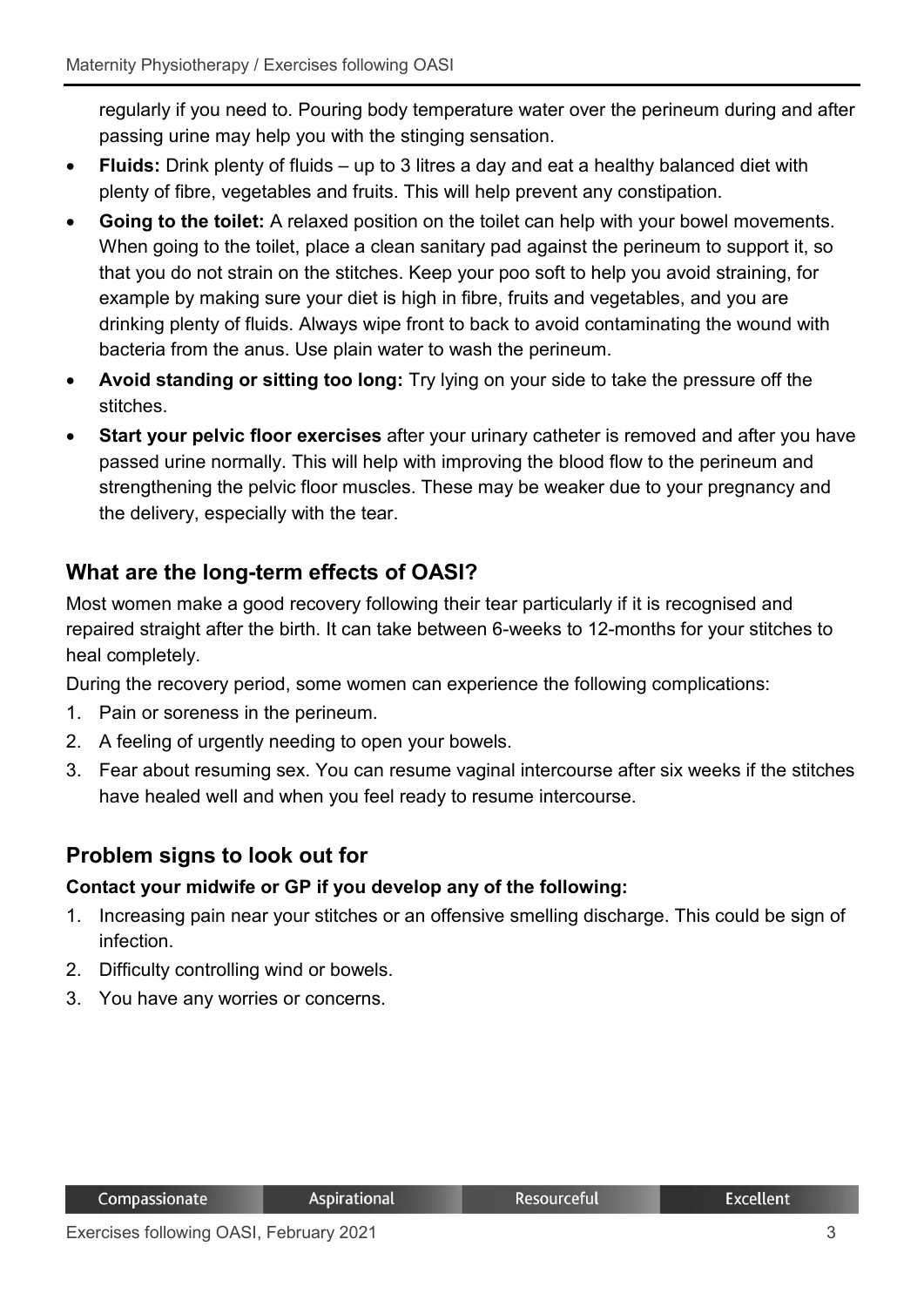regularly if you need to. Pouring body temperature water over the perineum during and after passing urine may help you with the stinging sensation.

- **Fluids:** Drink plenty of fluids – up to 3 litres a day and eat a healthy balanced diet with plenty of fibre, vegetables and fruits. This will help prevent any constipation.
- **Going to the toilet:** A relaxed position on the toilet can help with your bowel movements. When going to the toilet, place a clean sanitary pad against the perineum to support it, so that you do not strain on the stitches. Keep your poo soft to help you avoid straining, for example by making sure your diet is high in fibre, fruits and vegetables, and you are drinking plenty of fluids. Always wipe front to back to avoid contaminating the wound with bacteria from the anus. Use plain water to wash the perineum.
- **Avoid standing or sitting too long:** Try lying on your side to take the pressure off the stitches.
- **Start your pelvic floor exercises** after your urinary catheter is removed and after you have passed urine normally. This will help with improving the blood flow to the perineum and strengthening the pelvic floor muscles. These may be weaker due to your pregnancy and the delivery, especially with the tear.

## What are the long-term effects of OASI?

Most women make a good recovery following their tear particularly if it is recognised and repaired straight after the birth. It can take between 6-weeks to 12-months for your stitches to heal completely.

During the recovery period, some women can experience the following complications:

1. Pain or soreness in the perineum.
2. A feeling of urgently needing to open your bowels.
3. Fear about resuming sex. You can resume vaginal intercourse after six weeks if the stitches have healed well and when you feel ready to resume intercourse.

## Problem signs to look out for

**Contact your midwife or GP if you develop any of the following:**

1. Increasing pain near your stitches or an offensive smelling discharge. This could be sign of infection.
2. Difficulty controlling wind or bowels.
3. You have any worries or concerns.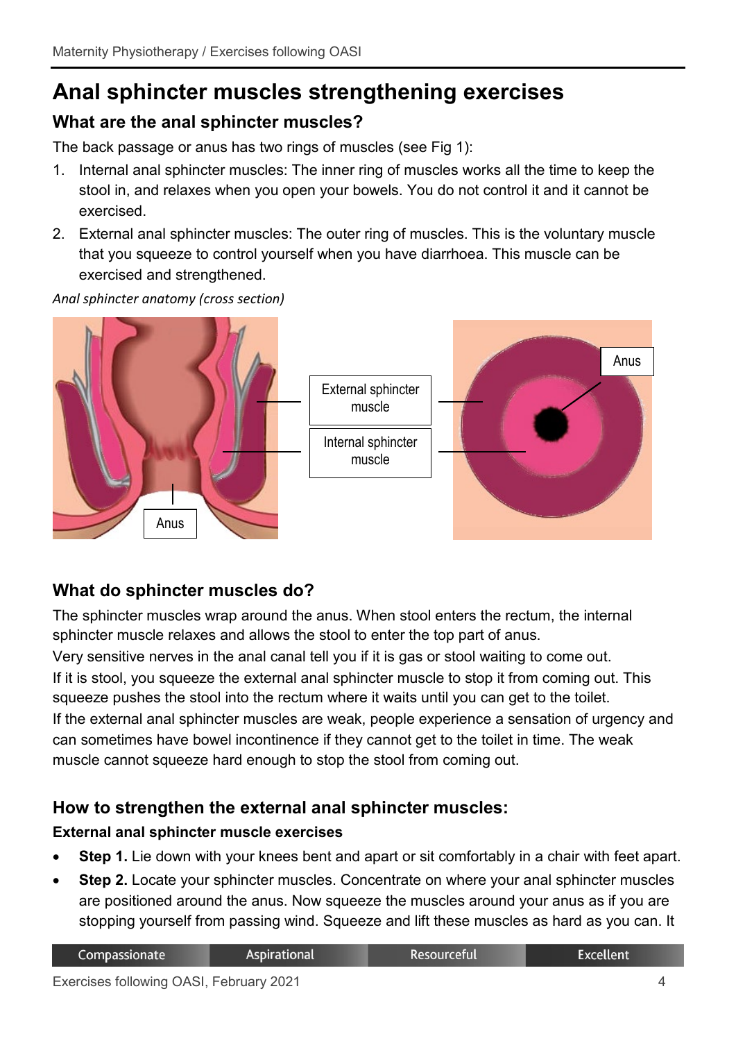# Anal sphincter muscles strengthening exercises

## What are the anal sphincter muscles?

The back passage or anus has two rings of muscles (see Fig 1):

1. Internal anal sphincter muscles: The inner ring of muscles works all the time to keep the stool in, and relaxes when you open your bowels. You do not control it and it cannot be exercised.
2. External anal sphincter muscles: The outer ring of muscles. This is the voluntary muscle that you squeeze to control yourself when you have diarrhoea. This muscle can be exercised and strengthened.

*Anal sphincter anatomy (cross section)*

External sphincter muscle

Internal sphincter muscle

Anus

## What do sphincter muscles do?

The sphincter muscles wrap around the anus. When stool enters the rectum, the internal sphincter muscle relaxes and allows the stool to enter the top part of anus.

Very sensitive nerves in the anal canal tell you if it is gas or stool waiting to come out.

If it is stool, you squeeze the external anal sphincter muscle to stop it from coming out. This squeeze pushes the stool into the rectum where it waits until you can get to the toilet.

If the external anal sphincter muscles are weak, people experience a sensation of urgency and can sometimes have bowel incontinence if they cannot get to the toilet in time. The weak muscle cannot squeeze hard enough to stop the stool from coming out.

## How to strengthen the external anal sphincter muscles:

**External anal sphincter muscle exercises**

- **Step 1.** Lie down with your knees bent and apart or sit comfortably in a chair with feet apart.
- **Step 2.** Locate your sphincter muscles. Concentrate on where your anal sphincter muscles are positioned around the anus. Now squeeze the muscles around your anus as if you are stopping yourself from passing wind. Squeeze and lift these muscles as hard as you can. It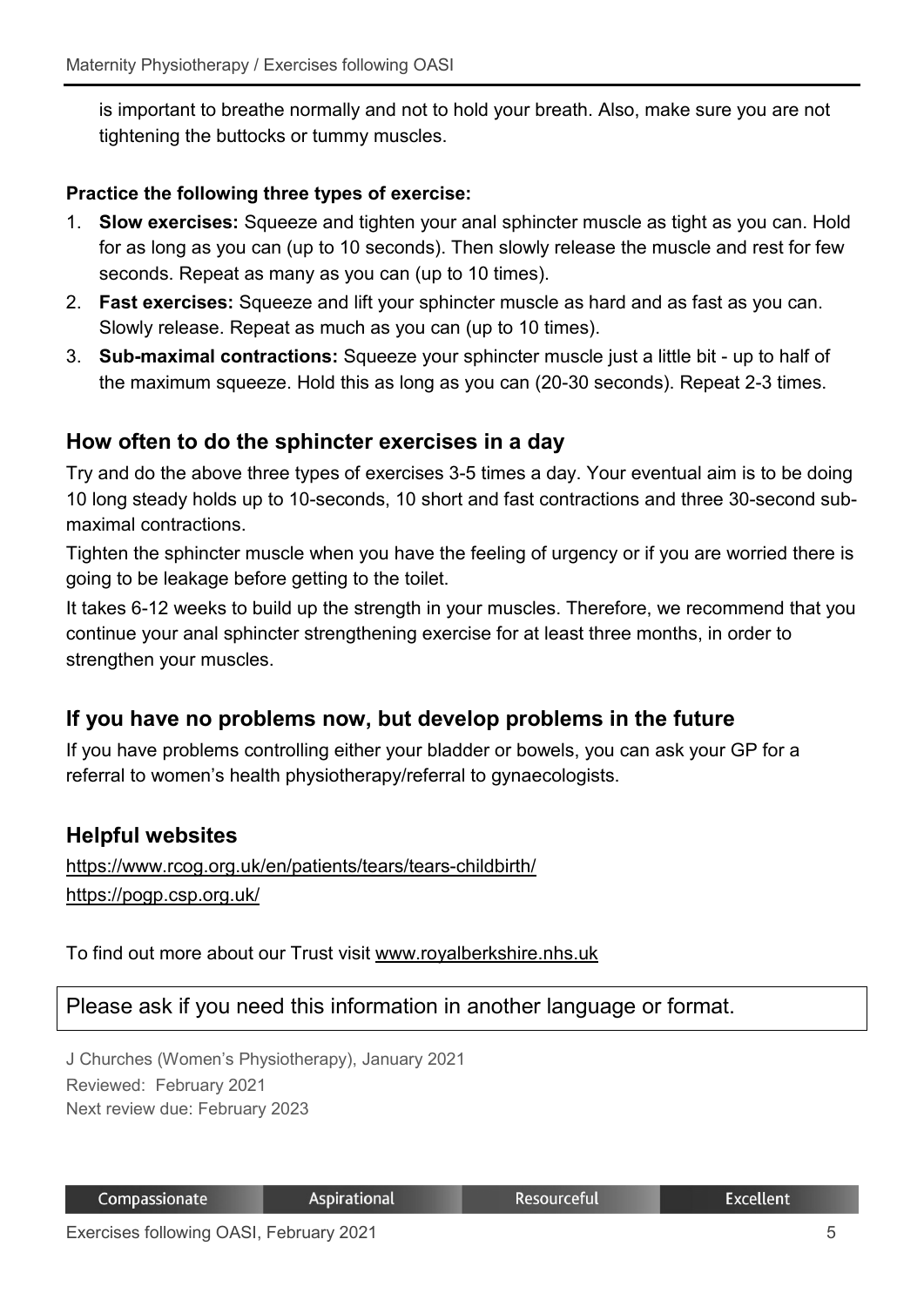is important to breathe normally and not to hold your breath. Also, make sure you are not tightening the buttocks or tummy muscles.

**Practice the following three types of exercise:**

1. **Slow exercises:** Squeeze and tighten your anal sphincter muscle as tight as you can. Hold for as long as you can (up to 10 seconds). Then slowly release the muscle and rest for few seconds. Repeat as many as you can (up to 10 times).
2. **Fast exercises:** Squeeze and lift your sphincter muscle as hard and as fast as you can. Slowly release. Repeat as much as you can (up to 10 times).
3. **Sub-maximal contractions:** Squeeze your sphincter muscle just a little bit - up to half of the maximum squeeze. Hold this as long as you can (20-30 seconds). Repeat 2-3 times.

## How often to do the sphincter exercises in a day

Try and do the above three types of exercises 3-5 times a day. Your eventual aim is to be doing 10 long steady holds up to 10-seconds, 10 short and fast contractions and three 30-second sub-maximal contractions.

Tighten the sphincter muscle when you have the feeling of urgency or if you are worried there is going to be leakage before getting to the toilet.

It takes 6-12 weeks to build up the strength in your muscles. Therefore, we recommend that you continue your anal sphincter strengthening exercise for at least three months, in order to strengthen your muscles.

## If you have no problems now, but develop problems in the future

If you have problems controlling either your bladder or bowels, you can ask your GP for a referral to women's health physiotherapy/referral to gynaecologists.

## Helpful websites

https://www.rcog.org.uk/en/patients/tears/tears-childbirth/

https://pogp.csp.org.uk/

To find out more about our Trust visit www.royalberkshire.nhs.uk

Please ask if you need this information in another language or format.

J Churches (Women's Physiotherapy), January 2021
Reviewed: February 2021
Next review due: February 2023